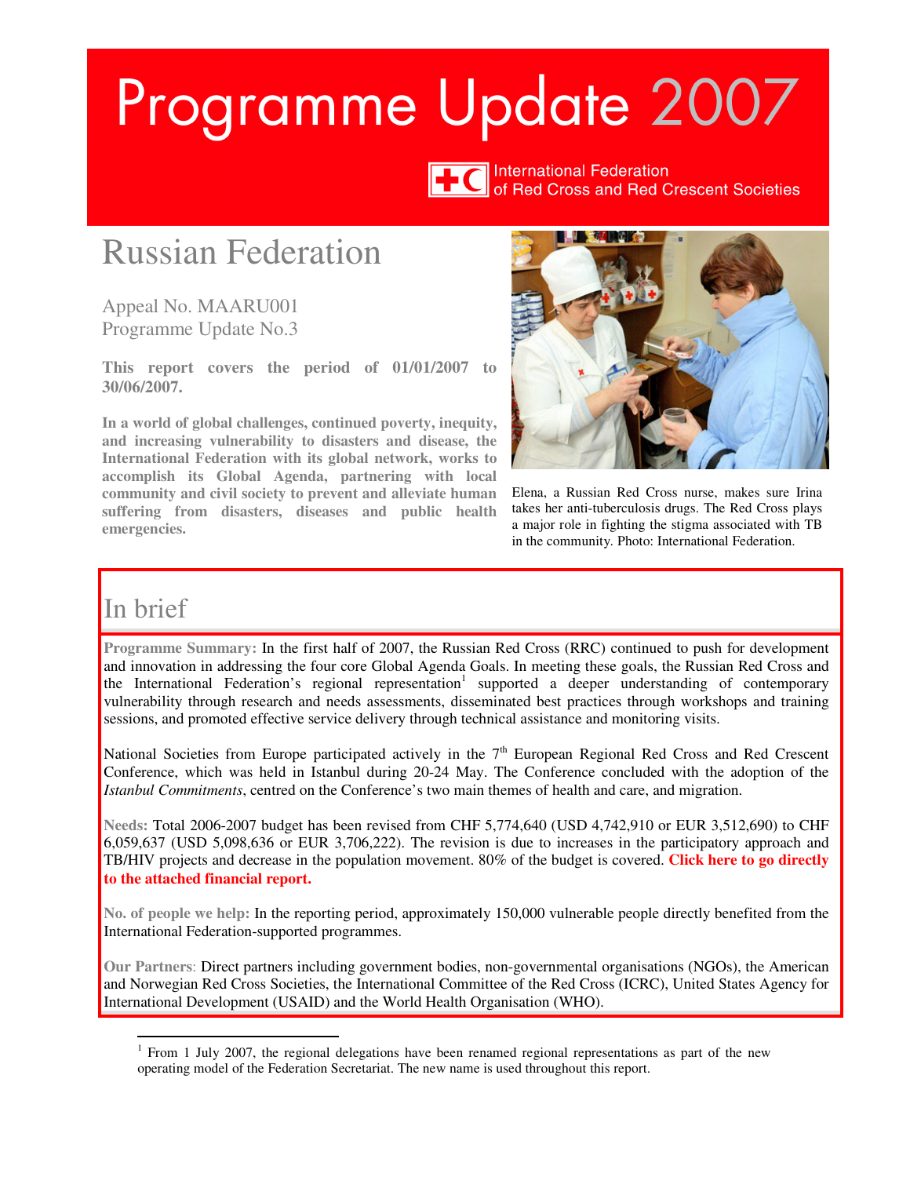# Programme Update 2007

International Federation of Red Cross and Red Crescent Societies

# Russian Federation

Appeal No. MAARU001
Programme Update No.3

**This report covers the period of 01/01/2007 to 30/06/2007.**

**In a world of global challenges, continued poverty, inequity, and increasing vulnerability to disasters and disease, the International Federation with its global network, works to accomplish its Global Agenda, partnering with local community and civil society to prevent and alleviate human suffering from disasters, diseases and public health emergencies.**

Elena, a Russian Red Cross nurse, makes sure Irina takes her anti-tuberculosis drugs. The Red Cross plays a major role in fighting the stigma associated with TB in the community. Photo: International Federation.

## In brief

**Programme Summary:** In the first half of 2007, the Russian Red Cross (RRC) continued to push for development and innovation in addressing the four core Global Agenda Goals. In meeting these goals, the Russian Red Cross and the International Federation's regional representation[1] supported a deeper understanding of contemporary vulnerability through research and needs assessments, disseminated best practices through workshops and training sessions, and promoted effective service delivery through technical assistance and monitoring visits.

National Societies from Europe participated actively in the 7th European Regional Red Cross and Red Crescent Conference, which was held in Istanbul during 20-24 May. The Conference concluded with the adoption of the *Istanbul Commitments*, centred on the Conference's two main themes of health and care, and migration.

**Needs:** Total 2006-2007 budget has been revised from CHF 5,774,640 (USD 4,742,910 or EUR 3,512,690) to CHF 6,059,637 (USD 5,098,636 or EUR 3,706,222). The revision is due to increases in the participatory approach and TB/HIV projects and decrease in the population movement. 80% of the budget is covered. **Click here to go directly to the attached financial report.**

**No. of people we help:** In the reporting period, approximately 150,000 vulnerable people directly benefited from the International Federation-supported programmes.

**Our Partners**: Direct partners including government bodies, non-governmental organisations (NGOs), the American and Norwegian Red Cross Societies, the International Committee of the Red Cross (ICRC), United States Agency for International Development (USAID) and the World Health Organisation (WHO).

[1] From 1 July 2007, the regional delegations have been renamed regional representations as part of the new operating model of the Federation Secretariat. The new name is used throughout this report.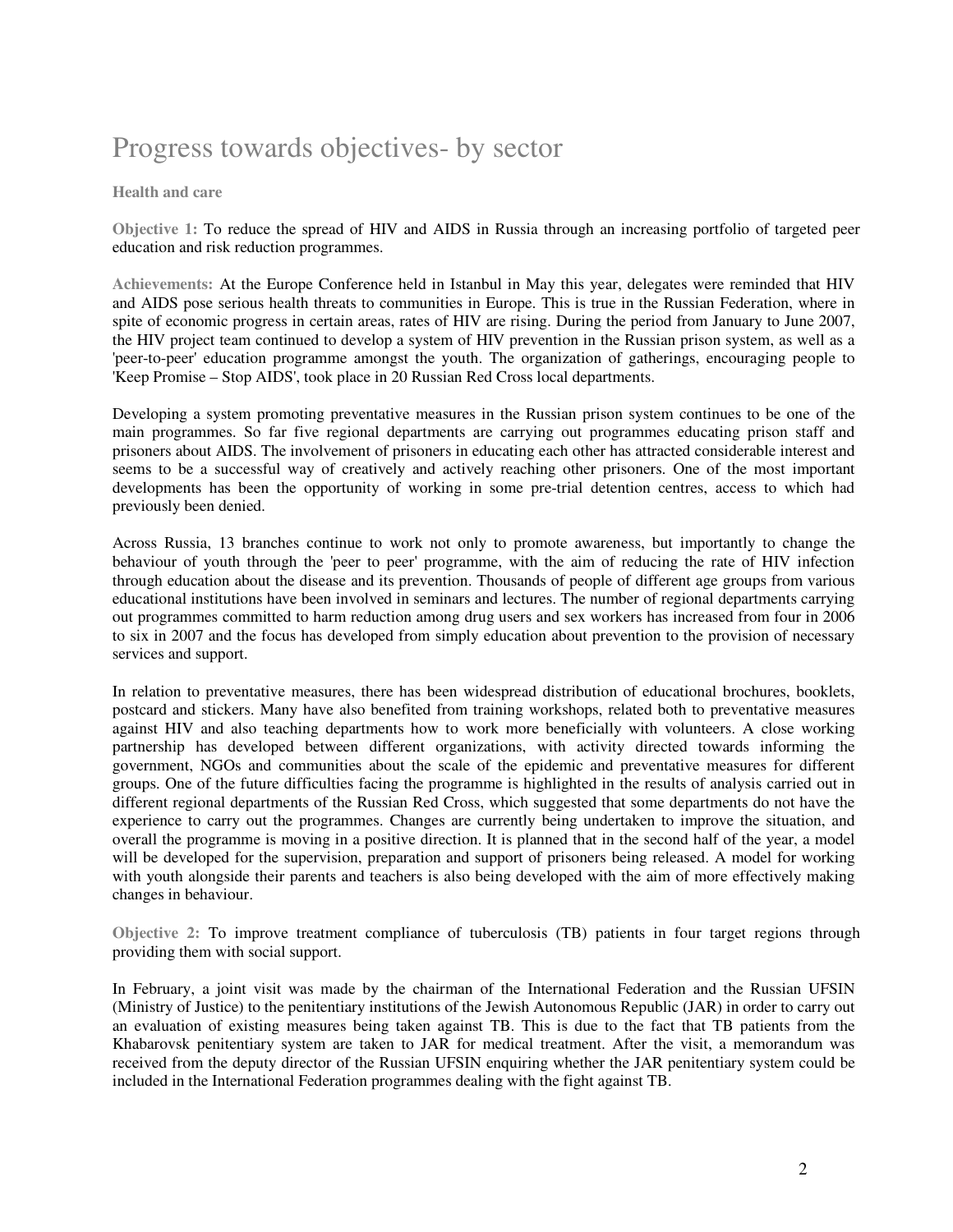# Progress towards objectives- by sector

### Health and care

**Objective 1:** To reduce the spread of HIV and AIDS in Russia through an increasing portfolio of targeted peer education and risk reduction programmes.

**Achievements:** At the Europe Conference held in Istanbul in May this year, delegates were reminded that HIV and AIDS pose serious health threats to communities in Europe. This is true in the Russian Federation, where in spite of economic progress in certain areas, rates of HIV are rising. During the period from January to June 2007, the HIV project team continued to develop a system of HIV prevention in the Russian prison system, as well as a 'peer-to-peer' education programme amongst the youth. The organization of gatherings, encouraging people to 'Keep Promise – Stop AIDS', took place in 20 Russian Red Cross local departments.

Developing a system promoting preventative measures in the Russian prison system continues to be one of the main programmes. So far five regional departments are carrying out programmes educating prison staff and prisoners about AIDS. The involvement of prisoners in educating each other has attracted considerable interest and seems to be a successful way of creatively and actively reaching other prisoners. One of the most important developments has been the opportunity of working in some pre-trial detention centres, access to which had previously been denied.

Across Russia, 13 branches continue to work not only to promote awareness, but importantly to change the behaviour of youth through the 'peer to peer' programme, with the aim of reducing the rate of HIV infection through education about the disease and its prevention. Thousands of people of different age groups from various educational institutions have been involved in seminars and lectures. The number of regional departments carrying out programmes committed to harm reduction among drug users and sex workers has increased from four in 2006 to six in 2007 and the focus has developed from simply education about prevention to the provision of necessary services and support.

In relation to preventative measures, there has been widespread distribution of educational brochures, booklets, postcard and stickers. Many have also benefited from training workshops, related both to preventative measures against HIV and also teaching departments how to work more beneficially with volunteers. A close working partnership has developed between different organizations, with activity directed towards informing the government, NGOs and communities about the scale of the epidemic and preventative measures for different groups. One of the future difficulties facing the programme is highlighted in the results of analysis carried out in different regional departments of the Russian Red Cross, which suggested that some departments do not have the experience to carry out the programmes. Changes are currently being undertaken to improve the situation, and overall the programme is moving in a positive direction. It is planned that in the second half of the year, a model will be developed for the supervision, preparation and support of prisoners being released. A model for working with youth alongside their parents and teachers is also being developed with the aim of more effectively making changes in behaviour.

**Objective 2:** To improve treatment compliance of tuberculosis (TB) patients in four target regions through providing them with social support.

In February, a joint visit was made by the chairman of the International Federation and the Russian UFSIN (Ministry of Justice) to the penitentiary institutions of the Jewish Autonomous Republic (JAR) in order to carry out an evaluation of existing measures being taken against TB. This is due to the fact that TB patients from the Khabarovsk penitentiary system are taken to JAR for medical treatment. After the visit, a memorandum was received from the deputy director of the Russian UFSIN enquiring whether the JAR penitentiary system could be included in the International Federation programmes dealing with the fight against TB.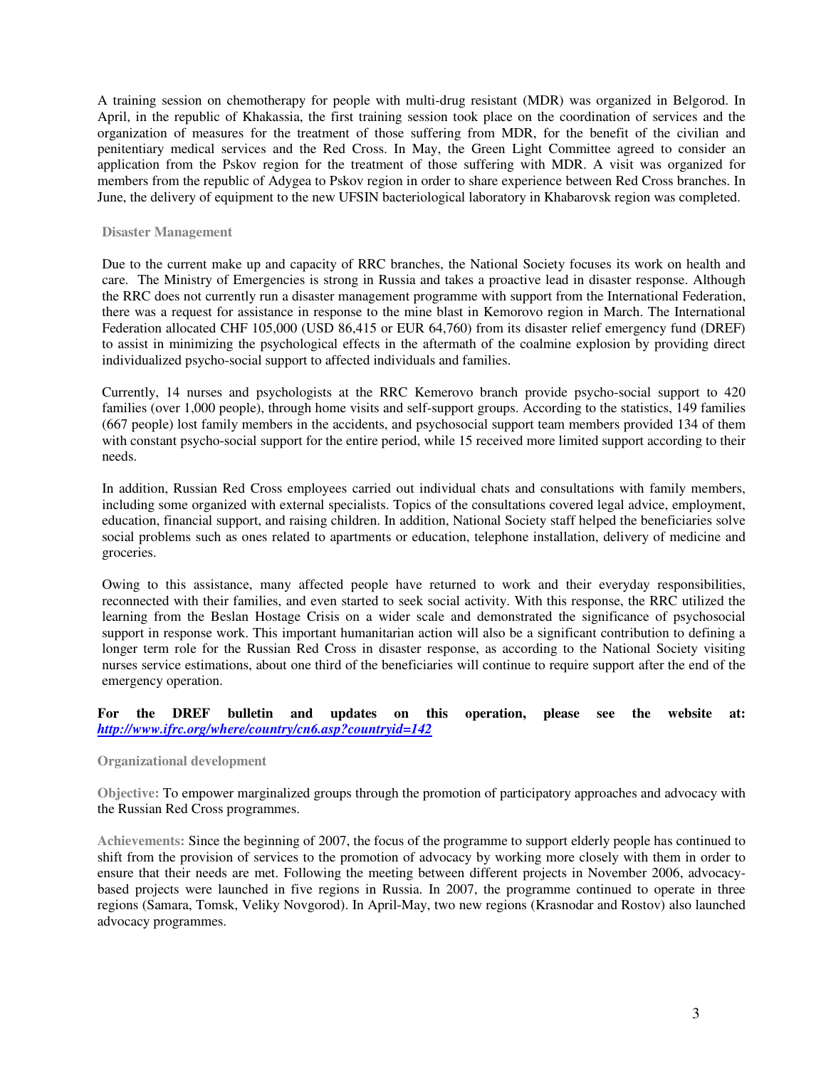A training session on chemotherapy for people with multi-drug resistant (MDR) was organized in Belgorod. In April, in the republic of Khakassia, the first training session took place on the coordination of services and the organization of measures for the treatment of those suffering from MDR, for the benefit of the civilian and penitentiary medical services and the Red Cross. In May, the Green Light Committee agreed to consider an application from the Pskov region for the treatment of those suffering with MDR. A visit was organized for members from the republic of Adygea to Pskov region in order to share experience between Red Cross branches. In June, the delivery of equipment to the new UFSIN bacteriological laboratory in Khabarovsk region was completed.

### Disaster Management

Due to the current make up and capacity of RRC branches, the National Society focuses its work on health and care. The Ministry of Emergencies is strong in Russia and takes a proactive lead in disaster response. Although the RRC does not currently run a disaster management programme with support from the International Federation, there was a request for assistance in response to the mine blast in Kemorovo region in March. The International Federation allocated CHF 105,000 (USD 86,415 or EUR 64,760) from its disaster relief emergency fund (DREF) to assist in minimizing the psychological effects in the aftermath of the coalmine explosion by providing direct individualized psycho-social support to affected individuals and families.

Currently, 14 nurses and psychologists at the RRC Kemerovo branch provide psycho-social support to 420 families (over 1,000 people), through home visits and self-support groups. According to the statistics, 149 families (667 people) lost family members in the accidents, and psychosocial support team members provided 134 of them with constant psycho-social support for the entire period, while 15 received more limited support according to their needs.

In addition, Russian Red Cross employees carried out individual chats and consultations with family members, including some organized with external specialists. Topics of the consultations covered legal advice, employment, education, financial support, and raising children. In addition, National Society staff helped the beneficiaries solve social problems such as ones related to apartments or education, telephone installation, delivery of medicine and groceries.

Owing to this assistance, many affected people have returned to work and their everyday responsibilities, reconnected with their families, and even started to seek social activity. With this response, the RRC utilized the learning from the Beslan Hostage Crisis on a wider scale and demonstrated the significance of psychosocial support in response work. This important humanitarian action will also be a significant contribution to defining a longer term role for the Russian Red Cross in disaster response, as according to the National Society visiting nurses service estimations, about one third of the beneficiaries will continue to require support after the end of the emergency operation.

**For the DREF bulletin and updates on this operation, please see the website at:** ***http://www.ifrc.org/where/country/cn6.asp?countryid=142***

### Organizational development

**Objective:** To empower marginalized groups through the promotion of participatory approaches and advocacy with the Russian Red Cross programmes.

**Achievements:** Since the beginning of 2007, the focus of the programme to support elderly people has continued to shift from the provision of services to the promotion of advocacy by working more closely with them in order to ensure that their needs are met. Following the meeting between different projects in November 2006, advocacy-based projects were launched in five regions in Russia. In 2007, the programme continued to operate in three regions (Samara, Tomsk, Veliky Novgorod). In April-May, two new regions (Krasnodar and Rostov) also launched advocacy programmes.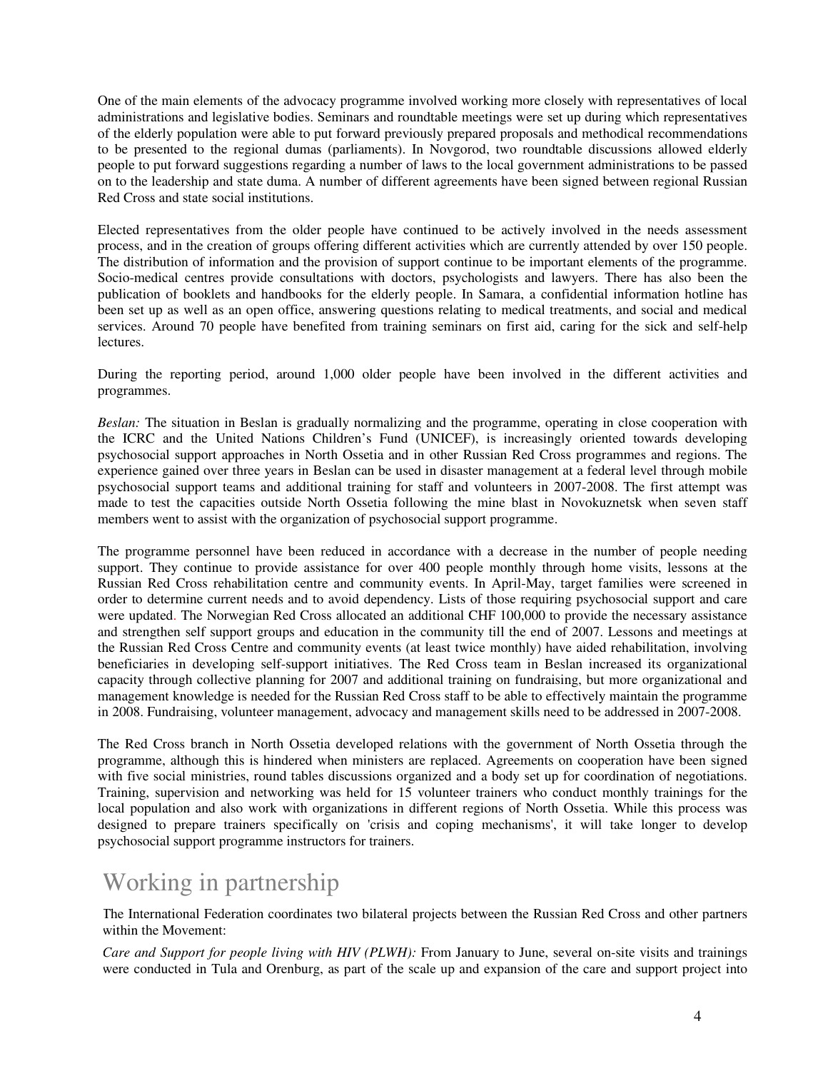One of the main elements of the advocacy programme involved working more closely with representatives of local administrations and legislative bodies. Seminars and roundtable meetings were set up during which representatives of the elderly population were able to put forward previously prepared proposals and methodical recommendations to be presented to the regional dumas (parliaments). In Novgorod, two roundtable discussions allowed elderly people to put forward suggestions regarding a number of laws to the local government administrations to be passed on to the leadership and state duma. A number of different agreements have been signed between regional Russian Red Cross and state social institutions.

Elected representatives from the older people have continued to be actively involved in the needs assessment process, and in the creation of groups offering different activities which are currently attended by over 150 people. The distribution of information and the provision of support continue to be important elements of the programme. Socio-medical centres provide consultations with doctors, psychologists and lawyers. There has also been the publication of booklets and handbooks for the elderly people. In Samara, a confidential information hotline has been set up as well as an open office, answering questions relating to medical treatments, and social and medical services. Around 70 people have benefited from training seminars on first aid, caring for the sick and self-help lectures.

During the reporting period, around 1,000 older people have been involved in the different activities and programmes.

*Beslan:* The situation in Beslan is gradually normalizing and the programme, operating in close cooperation with the ICRC and the United Nations Children's Fund (UNICEF), is increasingly oriented towards developing psychosocial support approaches in North Ossetia and in other Russian Red Cross programmes and regions. The experience gained over three years in Beslan can be used in disaster management at a federal level through mobile psychosocial support teams and additional training for staff and volunteers in 2007-2008. The first attempt was made to test the capacities outside North Ossetia following the mine blast in Novokuznetsk when seven staff members went to assist with the organization of psychosocial support programme.

The programme personnel have been reduced in accordance with a decrease in the number of people needing support. They continue to provide assistance for over 400 people monthly through home visits, lessons at the Russian Red Cross rehabilitation centre and community events. In April-May, target families were screened in order to determine current needs and to avoid dependency. Lists of those requiring psychosocial support and care were updated. The Norwegian Red Cross allocated an additional CHF 100,000 to provide the necessary assistance and strengthen self support groups and education in the community till the end of 2007. Lessons and meetings at the Russian Red Cross Centre and community events (at least twice monthly) have aided rehabilitation, involving beneficiaries in developing self-support initiatives. The Red Cross team in Beslan increased its organizational capacity through collective planning for 2007 and additional training on fundraising, but more organizational and management knowledge is needed for the Russian Red Cross staff to be able to effectively maintain the programme in 2008. Fundraising, volunteer management, advocacy and management skills need to be addressed in 2007-2008.

The Red Cross branch in North Ossetia developed relations with the government of North Ossetia through the programme, although this is hindered when ministers are replaced. Agreements on cooperation have been signed with five social ministries, round tables discussions organized and a body set up for coordination of negotiations. Training, supervision and networking was held for 15 volunteer trainers who conduct monthly trainings for the local population and also work with organizations in different regions of North Ossetia. While this process was designed to prepare trainers specifically on 'crisis and coping mechanisms', it will take longer to develop psychosocial support programme instructors for trainers.

## Working in partnership

The International Federation coordinates two bilateral projects between the Russian Red Cross and other partners within the Movement:

*Care and Support for people living with HIV (PLWH):* From January to June, several on-site visits and trainings were conducted in Tula and Orenburg, as part of the scale up and expansion of the care and support project into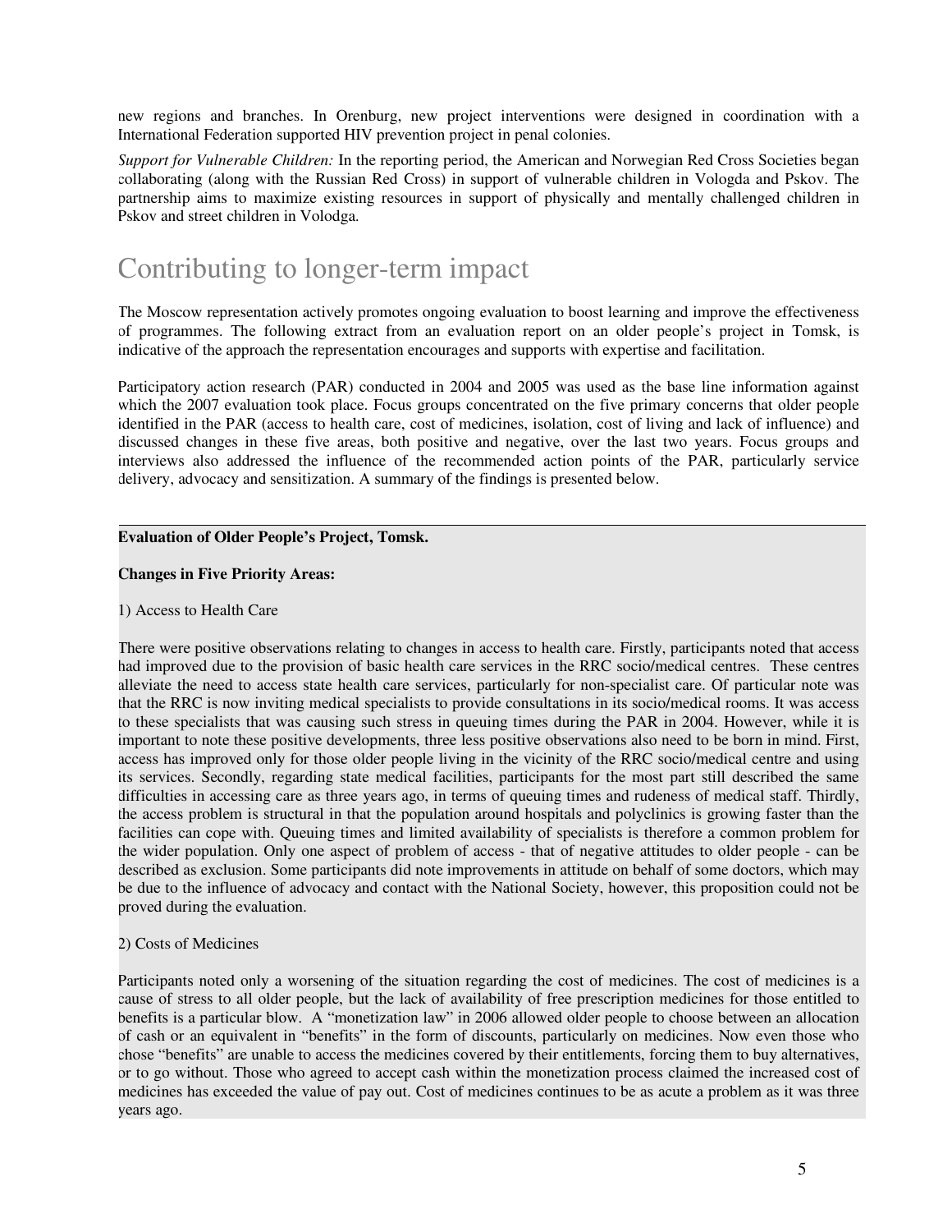new regions and branches. In Orenburg, new project interventions were designed in coordination with a International Federation supported HIV prevention project in penal colonies.

*Support for Vulnerable Children:* In the reporting period, the American and Norwegian Red Cross Societies began collaborating (along with the Russian Red Cross) in support of vulnerable children in Vologda and Pskov. The partnership aims to maximize existing resources in support of physically and mentally challenged children in Pskov and street children in Volodga.

# Contributing to longer-term impact

The Moscow representation actively promotes ongoing evaluation to boost learning and improve the effectiveness of programmes. The following extract from an evaluation report on an older people's project in Tomsk, is indicative of the approach the representation encourages and supports with expertise and facilitation.

Participatory action research (PAR) conducted in 2004 and 2005 was used as the base line information against which the 2007 evaluation took place. Focus groups concentrated on the five primary concerns that older people identified in the PAR (access to health care, cost of medicines, isolation, cost of living and lack of influence) and discussed changes in these five areas, both positive and negative, over the last two years. Focus groups and interviews also addressed the influence of the recommended action points of the PAR, particularly service delivery, advocacy and sensitization. A summary of the findings is presented below.

---

**Evaluation of Older People's Project, Tomsk.**

**Changes in Five Priority Areas:**

1) Access to Health Care

There were positive observations relating to changes in access to health care. Firstly, participants noted that access had improved due to the provision of basic health care services in the RRC socio/medical centres. These centres alleviate the need to access state health care services, particularly for non-specialist care. Of particular note was that the RRC is now inviting medical specialists to provide consultations in its socio/medical rooms. It was access to these specialists that was causing such stress in queuing times during the PAR in 2004. However, while it is important to note these positive developments, three less positive observations also need to be born in mind. First, access has improved only for those older people living in the vicinity of the RRC socio/medical centre and using its services. Secondly, regarding state medical facilities, participants for the most part still described the same difficulties in accessing care as three years ago, in terms of queuing times and rudeness of medical staff. Thirdly, the access problem is structural in that the population around hospitals and polyclinics is growing faster than the facilities can cope with. Queuing times and limited availability of specialists is therefore a common problem for the wider population. Only one aspect of problem of access - that of negative attitudes to older people - can be described as exclusion. Some participants did note improvements in attitude on behalf of some doctors, which may be due to the influence of advocacy and contact with the National Society, however, this proposition could not be proved during the evaluation.

2) Costs of Medicines

Participants noted only a worsening of the situation regarding the cost of medicines. The cost of medicines is a cause of stress to all older people, but the lack of availability of free prescription medicines for those entitled to benefits is a particular blow. A "monetization law" in 2006 allowed older people to choose between an allocation of cash or an equivalent in "benefits" in the form of discounts, particularly on medicines. Now even those who chose "benefits" are unable to access the medicines covered by their entitlements, forcing them to buy alternatives, or to go without. Those who agreed to accept cash within the monetization process claimed the increased cost of medicines has exceeded the value of pay out. Cost of medicines continues to be as acute a problem as it was three years ago.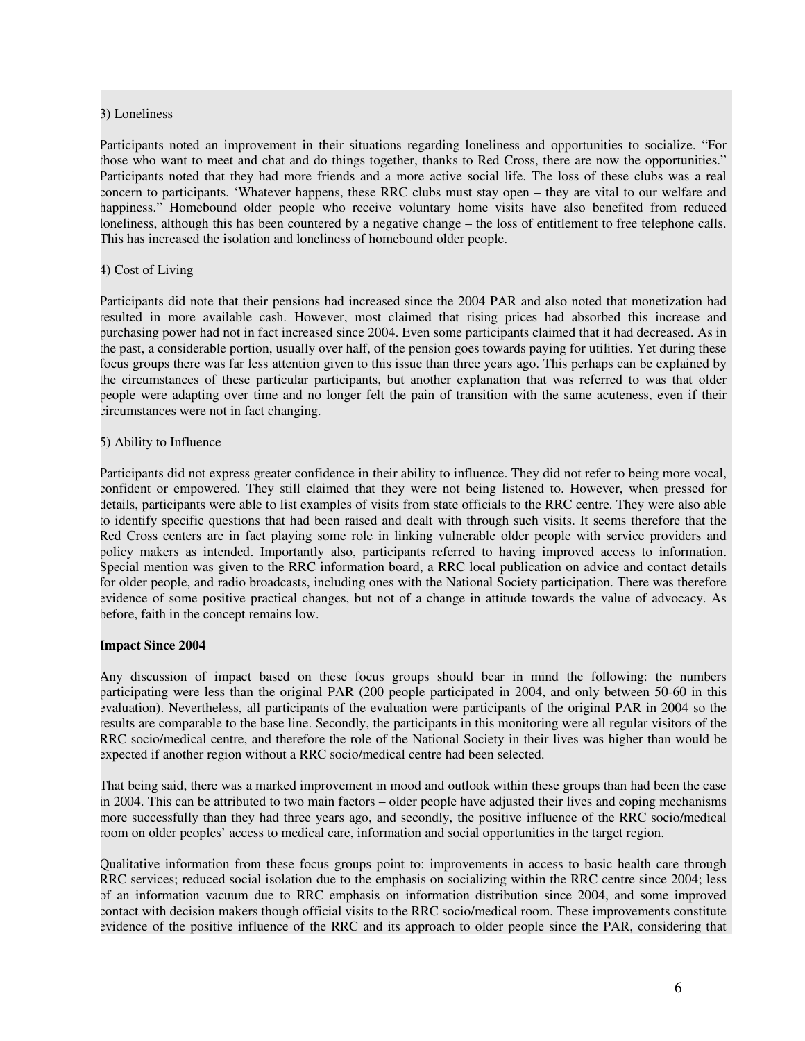3) Loneliness

Participants noted an improvement in their situations regarding loneliness and opportunities to socialize. "For those who want to meet and chat and do things together, thanks to Red Cross, there are now the opportunities." Participants noted that they had more friends and a more active social life. The loss of these clubs was a real concern to participants. 'Whatever happens, these RRC clubs must stay open – they are vital to our welfare and happiness." Homebound older people who receive voluntary home visits have also benefited from reduced loneliness, although this has been countered by a negative change – the loss of entitlement to free telephone calls. This has increased the isolation and loneliness of homebound older people.

4) Cost of Living

Participants did note that their pensions had increased since the 2004 PAR and also noted that monetization had resulted in more available cash. However, most claimed that rising prices had absorbed this increase and purchasing power had not in fact increased since 2004. Even some participants claimed that it had decreased. As in the past, a considerable portion, usually over half, of the pension goes towards paying for utilities. Yet during these focus groups there was far less attention given to this issue than three years ago. This perhaps can be explained by the circumstances of these particular participants, but another explanation that was referred to was that older people were adapting over time and no longer felt the pain of transition with the same acuteness, even if their circumstances were not in fact changing.

5) Ability to Influence

Participants did not express greater confidence in their ability to influence. They did not refer to being more vocal, confident or empowered. They still claimed that they were not being listened to. However, when pressed for details, participants were able to list examples of visits from state officials to the RRC centre. They were also able to identify specific questions that had been raised and dealt with through such visits. It seems therefore that the Red Cross centers are in fact playing some role in linking vulnerable older people with service providers and policy makers as intended. Importantly also, participants referred to having improved access to information. Special mention was given to the RRC information board, a RRC local publication on advice and contact details for older people, and radio broadcasts, including ones with the National Society participation. There was therefore evidence of some positive practical changes, but not of a change in attitude towards the value of advocacy. As before, faith in the concept remains low.

**Impact Since 2004**

Any discussion of impact based on these focus groups should bear in mind the following: the numbers participating were less than the original PAR (200 people participated in 2004, and only between 50-60 in this evaluation). Nevertheless, all participants of the evaluation were participants of the original PAR in 2004 so the results are comparable to the base line. Secondly, the participants in this monitoring were all regular visitors of the RRC socio/medical centre, and therefore the role of the National Society in their lives was higher than would be expected if another region without a RRC socio/medical centre had been selected.

That being said, there was a marked improvement in mood and outlook within these groups than had been the case in 2004. This can be attributed to two main factors – older people have adjusted their lives and coping mechanisms more successfully than they had three years ago, and secondly, the positive influence of the RRC socio/medical room on older peoples' access to medical care, information and social opportunities in the target region.

Qualitative information from these focus groups point to: improvements in access to basic health care through RRC services; reduced social isolation due to the emphasis on socializing within the RRC centre since 2004; less of an information vacuum due to RRC emphasis on information distribution since 2004, and some improved contact with decision makers though official visits to the RRC socio/medical room. These improvements constitute evidence of the positive influence of the RRC and its approach to older people since the PAR, considering that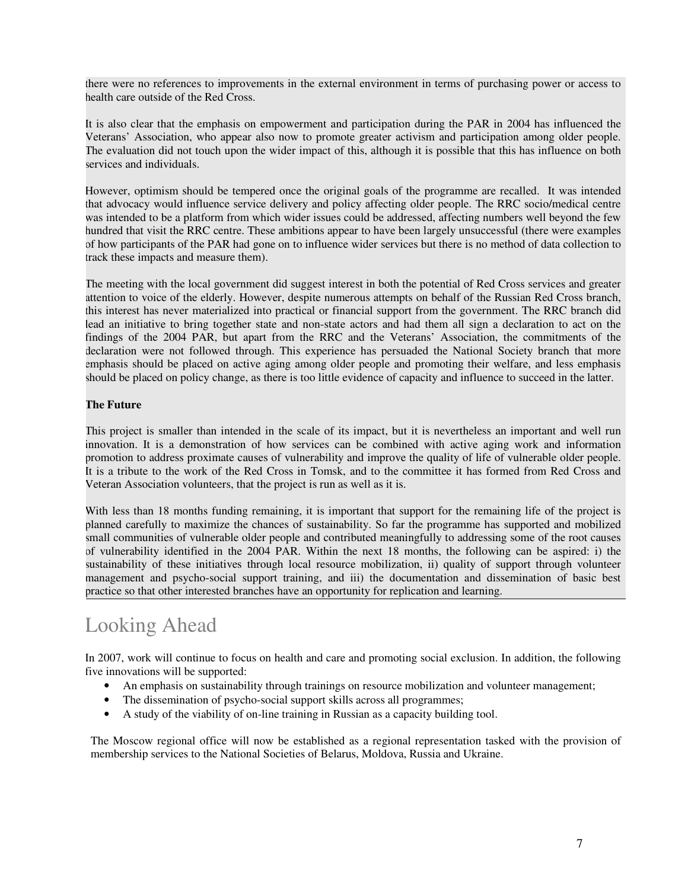there were no references to improvements in the external environment in terms of purchasing power or access to health care outside of the Red Cross.

It is also clear that the emphasis on empowerment and participation during the PAR in 2004 has influenced the Veterans' Association, who appear also now to promote greater activism and participation among older people. The evaluation did not touch upon the wider impact of this, although it is possible that this has influence on both services and individuals.

However, optimism should be tempered once the original goals of the programme are recalled. It was intended that advocacy would influence service delivery and policy affecting older people. The RRC socio/medical centre was intended to be a platform from which wider issues could be addressed, affecting numbers well beyond the few hundred that visit the RRC centre. These ambitions appear to have been largely unsuccessful (there were examples of how participants of the PAR had gone on to influence wider services but there is no method of data collection to track these impacts and measure them).

The meeting with the local government did suggest interest in both the potential of Red Cross services and greater attention to voice of the elderly. However, despite numerous attempts on behalf of the Russian Red Cross branch, this interest has never materialized into practical or financial support from the government. The RRC branch did lead an initiative to bring together state and non-state actors and had them all sign a declaration to act on the findings of the 2004 PAR, but apart from the RRC and the Veterans' Association, the commitments of the declaration were not followed through. This experience has persuaded the National Society branch that more emphasis should be placed on active aging among older people and promoting their welfare, and less emphasis should be placed on policy change, as there is too little evidence of capacity and influence to succeed in the latter.

**The Future**

This project is smaller than intended in the scale of its impact, but it is nevertheless an important and well run innovation. It is a demonstration of how services can be combined with active aging work and information promotion to address proximate causes of vulnerability and improve the quality of life of vulnerable older people. It is a tribute to the work of the Red Cross in Tomsk, and to the committee it has formed from Red Cross and Veteran Association volunteers, that the project is run as well as it is.

With less than 18 months funding remaining, it is important that support for the remaining life of the project is planned carefully to maximize the chances of sustainability. So far the programme has supported and mobilized small communities of vulnerable older people and contributed meaningfully to addressing some of the root causes of vulnerability identified in the 2004 PAR. Within the next 18 months, the following can be aspired: i) the sustainability of these initiatives through local resource mobilization, ii) quality of support through volunteer management and psycho-social support training, and iii) the documentation and dissemination of basic best practice so that other interested branches have an opportunity for replication and learning.

# Looking Ahead

In 2007, work will continue to focus on health and care and promoting social exclusion. In addition, the following five innovations will be supported:

- An emphasis on sustainability through trainings on resource mobilization and volunteer management;
- The dissemination of psycho-social support skills across all programmes;
- A study of the viability of on-line training in Russian as a capacity building tool.

The Moscow regional office will now be established as a regional representation tasked with the provision of membership services to the National Societies of Belarus, Moldova, Russia and Ukraine.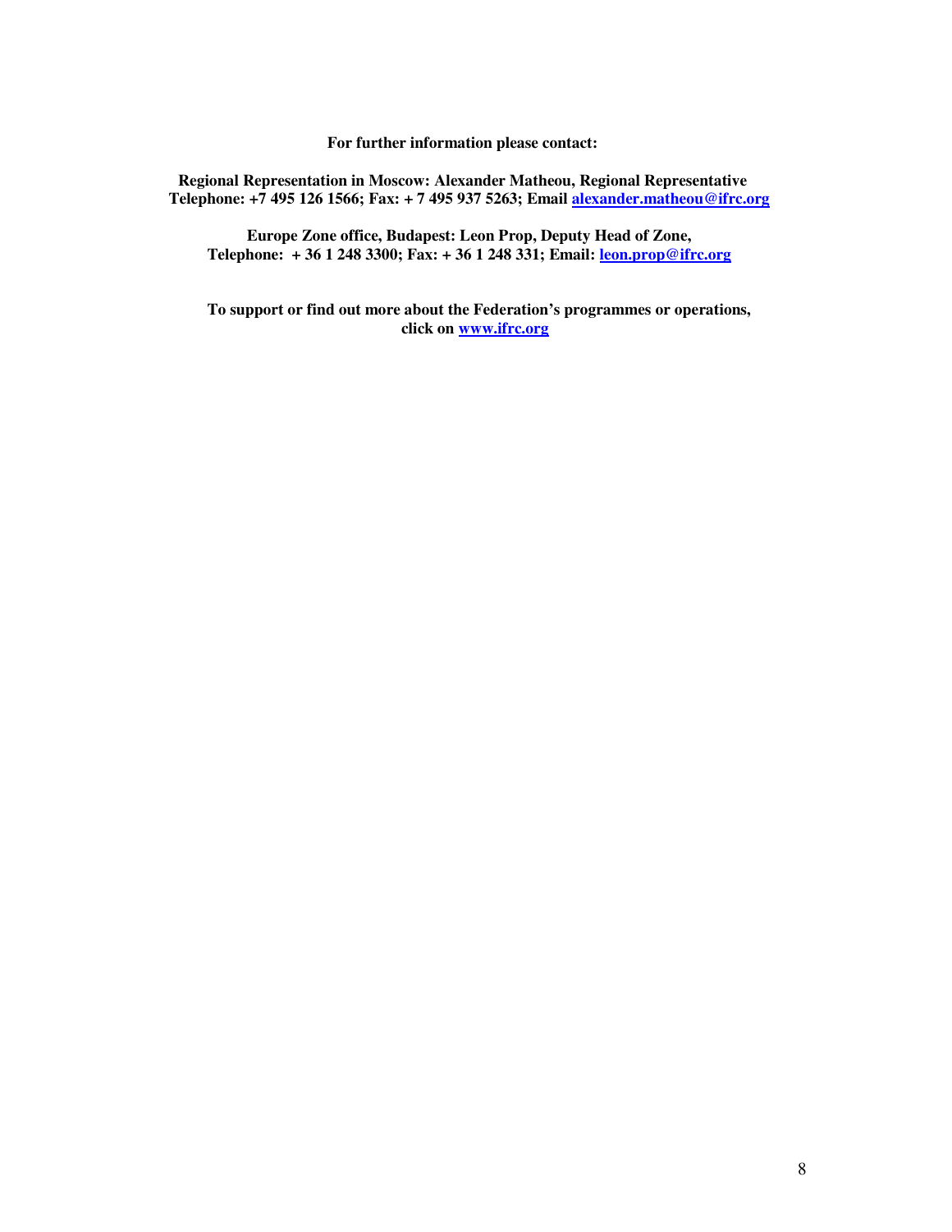**For further information please contact:**

**Regional Representation in Moscow: Alexander Matheou, Regional Representative**
**Telephone: +7 495 126 1566; Fax: + 7 495 937 5263; Email [alexander.matheou@ifrc.org](mailto:alexander.matheou@ifrc.org)**

**Europe Zone office, Budapest: Leon Prop, Deputy Head of Zone,**
**Telephone: + 36 1 248 3300; Fax: + 36 1 248 331; Email: [leon.prop@ifrc.org](mailto:leon.prop@ifrc.org)**

**To support or find out more about the Federation's programmes or operations, click on [www.ifrc.org](http://www.ifrc.org)**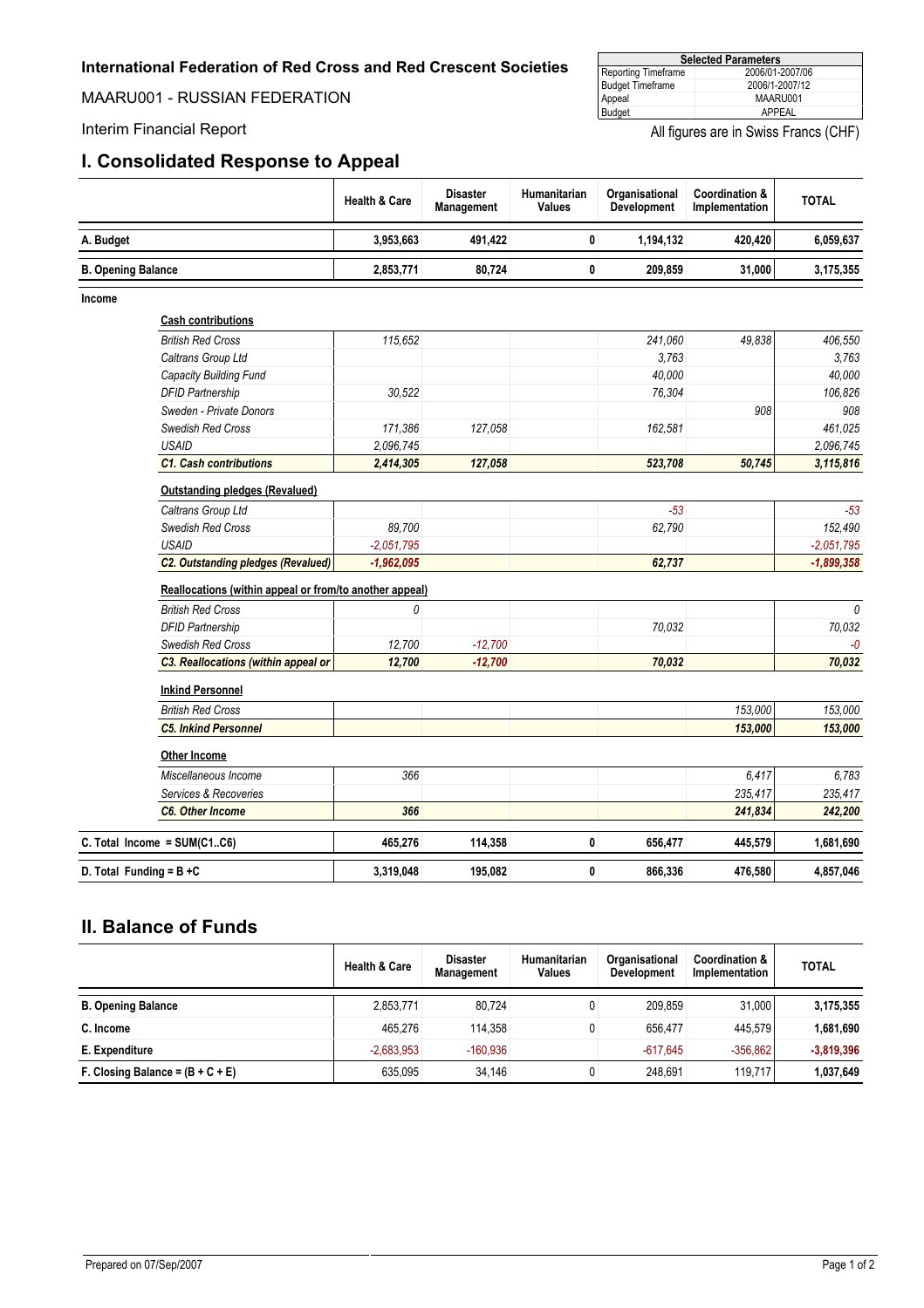**International Federation of Red Cross and Red Crescent Societies**

MAARU001 - RUSSIAN FEDERATION

Interim Financial Report

| Selected Parameters | |
|---|---|
| Reporting Timeframe | 2006/01-2007/06 |
| Budget Timeframe | 2006/1-2007/12 |
| Appeal | MAARU001 |
| Budget | APPEAL |

All figures are in Swiss Francs (CHF)

## I. Consolidated Response to Appeal

| | Health & Care | Disaster Management | Humanitarian Values | Organisational Development | Coordination & Implementation | TOTAL |
|---|---|---|---|---|---|---|
| **A. Budget** | **3,953,663** | **491,422** | **0** | **1,194,132** | **420,420** | **6,059,637** |
| **B. Opening Balance** | **2,853,771** | **80,724** | **0** | **209,859** | **31,000** | **3,175,355** |
| **Income** | | | | | | |
| **Cash contributions** | | | | | | |
| *British Red Cross* | *115,652* | | | *241,060* | *49,838* | *406,550* |
| *Caltrans Group Ltd* | | | | *3,763* | | *3,763* |
| *Capacity Building Fund* | | | | *40,000* | | *40,000* |
| *DFID Partnership* | *30,522* | | | *76,304* | | *106,826* |
| *Sweden - Private Donors* | | | | | *908* | *908* |
| *Swedish Red Cross* | *171,386* | *127,058* | | *162,581* | | *461,025* |
| *USAID* | *2,096,745* | | | | | *2,096,745* |
| ***C1. Cash contributions*** | ***2,414,305*** | ***127,058*** | | ***523,708*** | ***50,745*** | ***3,115,816*** |
| **Outstanding pledges (Revalued)** | | | | | | |
| *Caltrans Group Ltd* | | | | *-53* | | *-53* |
| *Swedish Red Cross* | *89,700* | | | *62,790* | | *152,490* |
| *USAID* | *-2,051,795* | | | | | *-2,051,795* |
| ***C2. Outstanding pledges (Revalued)*** | ***-1,962,095*** | | | ***62,737*** | | ***-1,899,358*** |
| **Reallocations (within appeal or from/to another appeal)** | | | | | | |
| *British Red Cross* | *0* | | | | | *0* |
| *DFID Partnership* | | | | *70,032* | | *70,032* |
| *Swedish Red Cross* | *12,700* | *-12,700* | | | | *-0* |
| ***C3. Reallocations (within appeal or*** | ***12,700*** | ***-12,700*** | | ***70,032*** | | ***70,032*** |
| **Inkind Personnel** | | | | | | |
| *British Red Cross* | | | | | *153,000* | *153,000* |
| ***C5. Inkind Personnel*** | | | | | ***153,000*** | ***153,000*** |
| **Other Income** | | | | | | |
| *Miscellaneous Income* | *366* | | | | *6,417* | *6,783* |
| *Services & Recoveries* | | | | | *235,417* | *235,417* |
| ***C6. Other Income*** | ***366*** | | | | ***241,834*** | ***242,200*** |
| **C. Total Income = SUM(C1..C6)** | **465,276** | **114,358** | **0** | **656,477** | **445,579** | **1,681,690** |
| **D. Total Funding = B +C** | **3,319,048** | **195,082** | **0** | **866,336** | **476,580** | **4,857,046** |

## II. Balance of Funds

| | Health & Care | Disaster Management | Humanitarian Values | Organisational Development | Coordination & Implementation | TOTAL |
|---|---|---|---|---|---|---|
| **B. Opening Balance** | 2,853,771 | 80,724 | 0 | 209,859 | 31,000 | **3,175,355** |
| **C. Income** | 465,276 | 114,358 | 0 | 656,477 | 445,579 | **1,681,690** |
| **E. Expenditure** | -2,683,953 | -160,936 | | -617,645 | -356,862 | **-3,819,396** |
| **F. Closing Balance = (B + C + E)** | 635,095 | 34,146 | 0 | 248,691 | 119,717 | **1,037,649** |

Prepared on 07/Sep/2007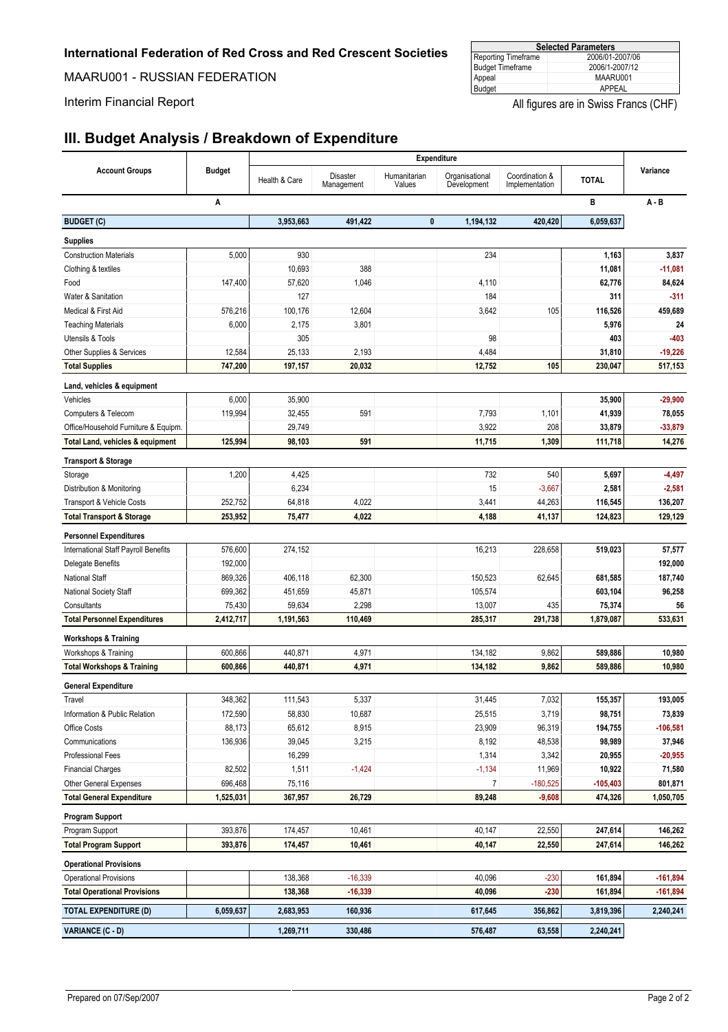## International Federation of Red Cross and Red Crescent Societies

MAARU001 - RUSSIAN FEDERATION

Interim Financial Report

| Selected Parameters | |
|---|---|
| Reporting Timeframe | 2006/01-2007/06 |
| Budget Timeframe | 2006/1-2007/12 |
| Appeal | MAARU001 |
| Budget | APPEAL |

All figures are in Swiss Francs (CHF)

# III. Budget Analysis / Breakdown of Expenditure

| Account Groups | Budget | Expenditure | | | | | | Variance |
|---|---|---|---|---|---|---|---|---|
| | | Health & Care | Disaster Management | Humanitarian Values | Organisational Development | Coordination & Implementation | TOTAL | |
| | A | | | | | | B | A - B |
| **BUDGET (C)** | | **3,953,663** | **491,422** | **0** | **1,194,132** | **420,420** | **6,059,637** | |
| **Supplies** | | | | | | | | |
| Construction Materials | 5,000 | 930 | | | 234 | | **1,163** | **3,837** |
| Clothing & textiles | | 10,693 | 388 | | | | **11,081** | **-11,081** |
| Food | 147,400 | 57,620 | 1,046 | | 4,110 | | **62,776** | **84,624** |
| Water & Sanitation | | 127 | | | 184 | | **311** | **-311** |
| Medical & First Aid | 576,216 | 100,176 | 12,604 | | 3,642 | 105 | **116,526** | **459,689** |
| Teaching Materials | 6,000 | 2,175 | 3,801 | | | | **5,976** | **24** |
| Utensils & Tools | | 305 | | | 98 | | **403** | **-403** |
| Other Supplies & Services | 12,584 | 25,133 | 2,193 | | 4,484 | | **31,810** | **-19,226** |
| **Total Supplies** | **747,200** | **197,157** | **20,032** | | **12,752** | **105** | **230,047** | **517,153** |
| **Land, vehicles & equipment** | | | | | | | | |
| Vehicles | 6,000 | 35,900 | | | | | **35,900** | **-29,900** |
| Computers & Telecom | 119,994 | 32,455 | 591 | | 7,793 | 1,101 | **41,939** | **78,055** |
| Office/Household Furniture & Equipm. | | 29,749 | | | 3,922 | 208 | **33,879** | **-33,879** |
| **Total Land, vehicles & equipment** | **125,994** | **98,103** | **591** | | **11,715** | **1,309** | **111,718** | **14,276** |
| **Transport & Storage** | | | | | | | | |
| Storage | 1,200 | 4,425 | | | 732 | 540 | **5,697** | **-4,497** |
| Distribution & Monitoring | | 6,234 | | | 15 | -3,667 | **2,581** | **-2,581** |
| Transport & Vehicle Costs | 252,752 | 64,818 | 4,022 | | 3,441 | 44,263 | **116,545** | **136,207** |
| **Total Transport & Storage** | **253,952** | **75,477** | **4,022** | | **4,188** | **41,137** | **124,823** | **129,129** |
| **Personnel Expenditures** | | | | | | | | |
| International Staff Payroll Benefits | 576,600 | 274,152 | | | 16,213 | 228,658 | **519,023** | **57,577** |
| Delegate Benefits | 192,000 | | | | | | | **192,000** |
| National Staff | 869,326 | 406,118 | 62,300 | | 150,523 | 62,645 | **681,585** | **187,740** |
| National Society Staff | 699,362 | 451,659 | 45,871 | | 105,574 | | **603,104** | **96,258** |
| Consultants | 75,430 | 59,634 | 2,298 | | 13,007 | 435 | **75,374** | **56** |
| **Total Personnel Expenditures** | **2,412,717** | **1,191,563** | **110,469** | | **285,317** | **291,738** | **1,879,087** | **533,631** |
| **Workshops & Training** | | | | | | | | |
| Workshops & Training | 600,866 | 440,871 | 4,971 | | 134,182 | 9,862 | **589,886** | **10,980** |
| **Total Workshops & Training** | **600,866** | **440,871** | **4,971** | | **134,182** | **9,862** | **589,886** | **10,980** |
| **General Expenditure** | | | | | | | | |
| Travel | 348,362 | 111,543 | 5,337 | | 31,445 | 7,032 | **155,357** | **193,005** |
| Information & Public Relation | 172,590 | 58,830 | 10,687 | | 25,515 | 3,719 | **98,751** | **73,839** |
| Office Costs | 88,173 | 65,612 | 8,915 | | 23,909 | 96,319 | **194,755** | **-106,581** |
| Communications | 136,936 | 39,045 | 3,215 | | 8,192 | 48,538 | **98,989** | **37,946** |
| Professional Fees | | 16,299 | | | 1,314 | 3,342 | **20,955** | **-20,955** |
| Financial Charges | 82,502 | 1,511 | -1,424 | | -1,134 | 11,969 | **10,922** | **71,580** |
| Other General Expenses | 696,468 | 75,116 | | | 7 | -180,525 | **-105,403** | **801,871** |
| **Total General Expenditure** | **1,525,031** | **367,957** | **26,729** | | **89,248** | **-9,608** | **474,326** | **1,050,705** |
| **Program Support** | | | | | | | | |
| Program Support | 393,876 | 174,457 | 10,461 | | 40,147 | 22,550 | **247,614** | **146,262** |
| **Total Program Support** | **393,876** | **174,457** | **10,461** | | **40,147** | **22,550** | **247,614** | **146,262** |
| **Operational Provisions** | | | | | | | | |
| Operational Provisions | | 138,368 | -16,339 | | 40,096 | -230 | **161,894** | **-161,894** |
| **Total Operational Provisions** | | **138,368** | **-16,339** | | **40,096** | **-230** | **161,894** | **-161,894** |
| **TOTAL EXPENDITURE (D)** | **6,059,637** | **2,683,953** | **160,936** | | **617,645** | **356,862** | **3,819,396** | **2,240,241** |
| **VARIANCE (C - D)** | | **1,269,711** | **330,486** | | **576,487** | **63,558** | **2,240,241** | |

Prepared on 07/Sep/2007